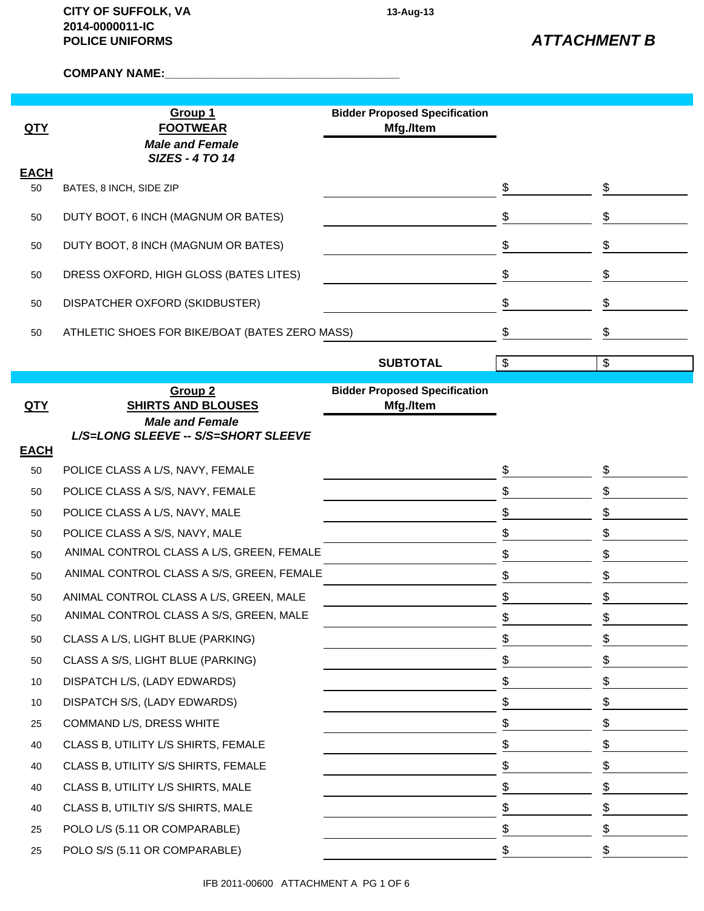**CITY OF SUFFOLK, VA**
**2014-0000011-IC**
**POLICE UNIFORMS**

13-Aug-13

***ATTACHMENT B***

**COMPANY NAME:**___________________________________

| QTY | Group 1 FOOTWEAR *Male and Female* *SIZES - 4 TO 14* | Bidder Proposed Specification Mfg./Item | | |
|---|---|---|---|---|
| **EACH** | | | | |
| 50 | BATES, 8 INCH, SIDE ZIP | | $ | $ |
| 50 | DUTY BOOT, 6 INCH (MAGNUM OR BATES) | | $ | $ |
| 50 | DUTY BOOT, 8 INCH (MAGNUM OR BATES) | | $ | $ |
| 50 | DRESS OXFORD, HIGH GLOSS (BATES LITES) | | $ | $ |
| 50 | DISPATCHER OXFORD (SKIDBUSTER) | | $ | $ |
| 50 | ATHLETIC SHOES FOR BIKE/BOAT (BATES ZERO MASS) | | $ | $ |
| | | **SUBTOTAL** | $ | $ |

| QTY | Group 2 SHIRTS AND BLOUSES *Male and Female* *L/S=LONG SLEEVE -- S/S=SHORT SLEEVE* | Bidder Proposed Specification Mfg./Item | | |
|---|---|---|---|---|
| **EACH** | | | | |
| 50 | POLICE CLASS A L/S, NAVY, FEMALE | | $ | $ |
| 50 | POLICE CLASS A S/S, NAVY, FEMALE | | $ | $ |
| 50 | POLICE CLASS A L/S, NAVY, MALE | | $ | $ |
| 50 | POLICE CLASS A S/S, NAVY, MALE | | $ | $ |
| 50 | ANIMAL CONTROL CLASS A L/S, GREEN, FEMALE | | $ | $ |
| 50 | ANIMAL CONTROL CLASS A S/S, GREEN, FEMALE | | $ | $ |
| 50 | ANIMAL CONTROL CLASS A L/S, GREEN, MALE | | $ | $ |
| 50 | ANIMAL CONTROL CLASS A S/S, GREEN, MALE | | $ | $ |
| 50 | CLASS A L/S, LIGHT BLUE (PARKING) | | $ | $ |
| 50 | CLASS A S/S, LIGHT BLUE (PARKING) | | $ | $ |
| 10 | DISPATCH L/S, (LADY EDWARDS) | | $ | $ |
| 10 | DISPATCH S/S, (LADY EDWARDS) | | $ | $ |
| 25 | COMMAND L/S, DRESS WHITE | | $ | $ |
| 40 | CLASS B, UTILITY L/S SHIRTS, FEMALE | | $ | $ |
| 40 | CLASS B, UTILITY S/S SHIRTS, FEMALE | | $ | $ |
| 40 | CLASS B, UTILITY L/S SHIRTS, MALE | | $ | $ |
| 40 | CLASS B, UTILTIY S/S SHIRTS, MALE | | $ | $ |
| 25 | POLO L/S (5.11 OR COMPARABLE) | | $ | $ |
| 25 | POLO S/S (5.11 OR COMPARABLE) | | $ | $ |

IFB 2011-00600 ATTACHMENT A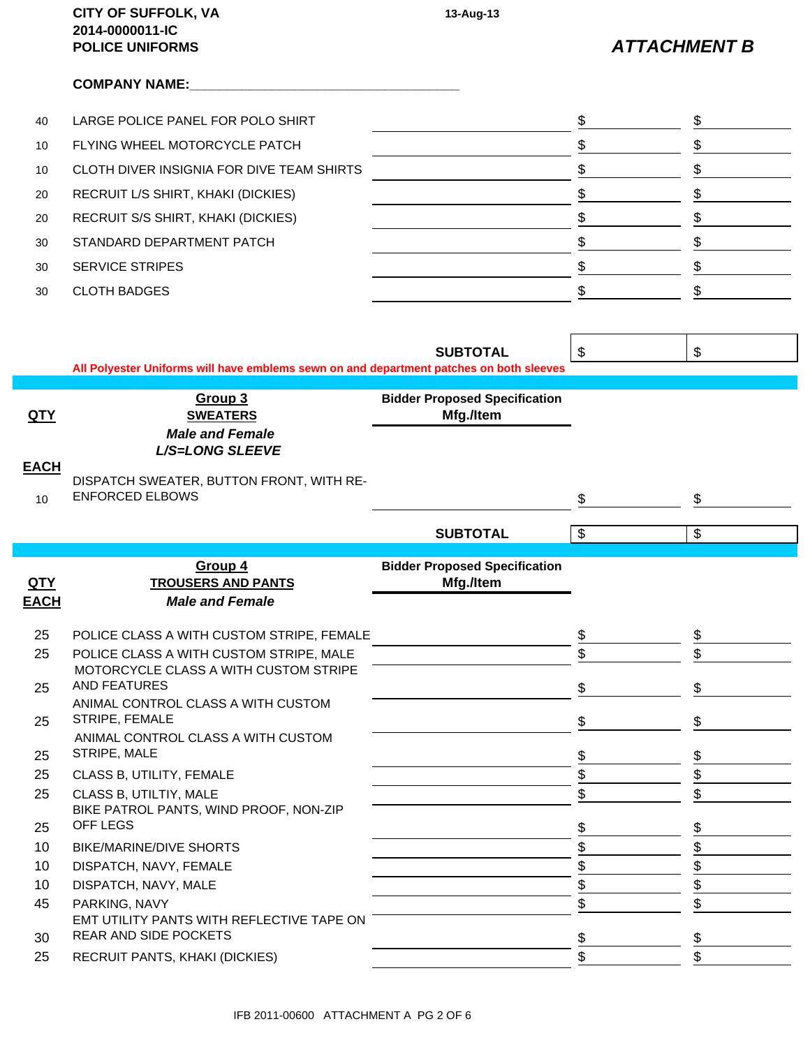**CITY OF SUFFOLK, VA**
**2014-0000011-IC**
**POLICE UNIFORMS**

13-Aug-13

***ATTACHMENT B***

**COMPANY NAME:**\_\_\_\_\_\_\_\_\_\_\_\_\_\_\_\_\_\_\_\_\_\_\_\_\_\_\_\_\_\_\_\_\_\_\_\_

| QTY | Item | Bidder Proposed Specification Mfg./Item | | |
|---|---|---|---|---|
| 40 | LARGE POLICE PANEL FOR POLO SHIRT | | $ | $ |
| 10 | FLYING WHEEL MOTORCYCLE PATCH | | $ | $ |
| 10 | CLOTH DIVER INSIGNIA FOR DIVE TEAM SHIRTS | | $ | $ |
| 20 | RECRUIT L/S SHIRT, KHAKI (DICKIES) | | $ | $ |
| 20 | RECRUIT S/S SHIRT, KHAKI (DICKIES) | | $ | $ |
| 30 | STANDARD DEPARTMENT PATCH | | $ | $ |
| 30 | SERVICE STRIPES | | $ | $ |
| 30 | CLOTH BADGES | | $ | $ |
| | | **SUBTOTAL** | $ | $ |

**All Polyester Uniforms will have emblems sewn on and department patches on both sleeves**

| QTY EACH | Group 3 SWEATERS *Male and Female* *L/S=LONG SLEEVE* | Bidder Proposed Specification Mfg./Item | | |
|---|---|---|---|---|
| 10 | DISPATCH SWEATER, BUTTON FRONT, WITH RE-ENFORCED ELBOWS | | $ | $ |
| | | **SUBTOTAL** | $ | $ |

| QTY EACH | Group 4 TROUSERS AND PANTS *Male and Female* | Bidder Proposed Specification Mfg./Item | | |
|---|---|---|---|---|
| 25 | POLICE CLASS A WITH CUSTOM STRIPE, FEMALE | | $ | $ |
| 25 | POLICE CLASS A WITH CUSTOM STRIPE, MALE | | $ | $ |
| 25 | MOTORCYCLE CLASS A WITH CUSTOM STRIPE AND FEATURES | | $ | $ |
| 25 | ANIMAL CONTROL CLASS A WITH CUSTOM STRIPE, FEMALE | | $ | $ |
| 25 | ANIMAL CONTROL CLASS A WITH CUSTOM STRIPE, MALE | | $ | $ |
| 25 | CLASS B, UTILITY, FEMALE | | $ | $ |
| 25 | CLASS B, UTILTIY, MALE | | $ | $ |
| 25 | BIKE PATROL PANTS, WIND PROOF, NON-ZIP OFF LEGS | | $ | $ |
| 10 | BIKE/MARINE/DIVE SHORTS | | $ | $ |
| 10 | DISPATCH, NAVY, FEMALE | | $ | $ |
| 10 | DISPATCH, NAVY, MALE | | $ | $ |
| 45 | PARKING, NAVY | | $ | $ |
| 30 | EMT UTILITY PANTS WITH REFLECTIVE TAPE ON REAR AND SIDE POCKETS | | $ | $ |
| 25 | RECRUIT PANTS, KHAKI (DICKIES) | | $ | $ |

IFB 2011-00600 ATTACHMENT A PG 2 OF 6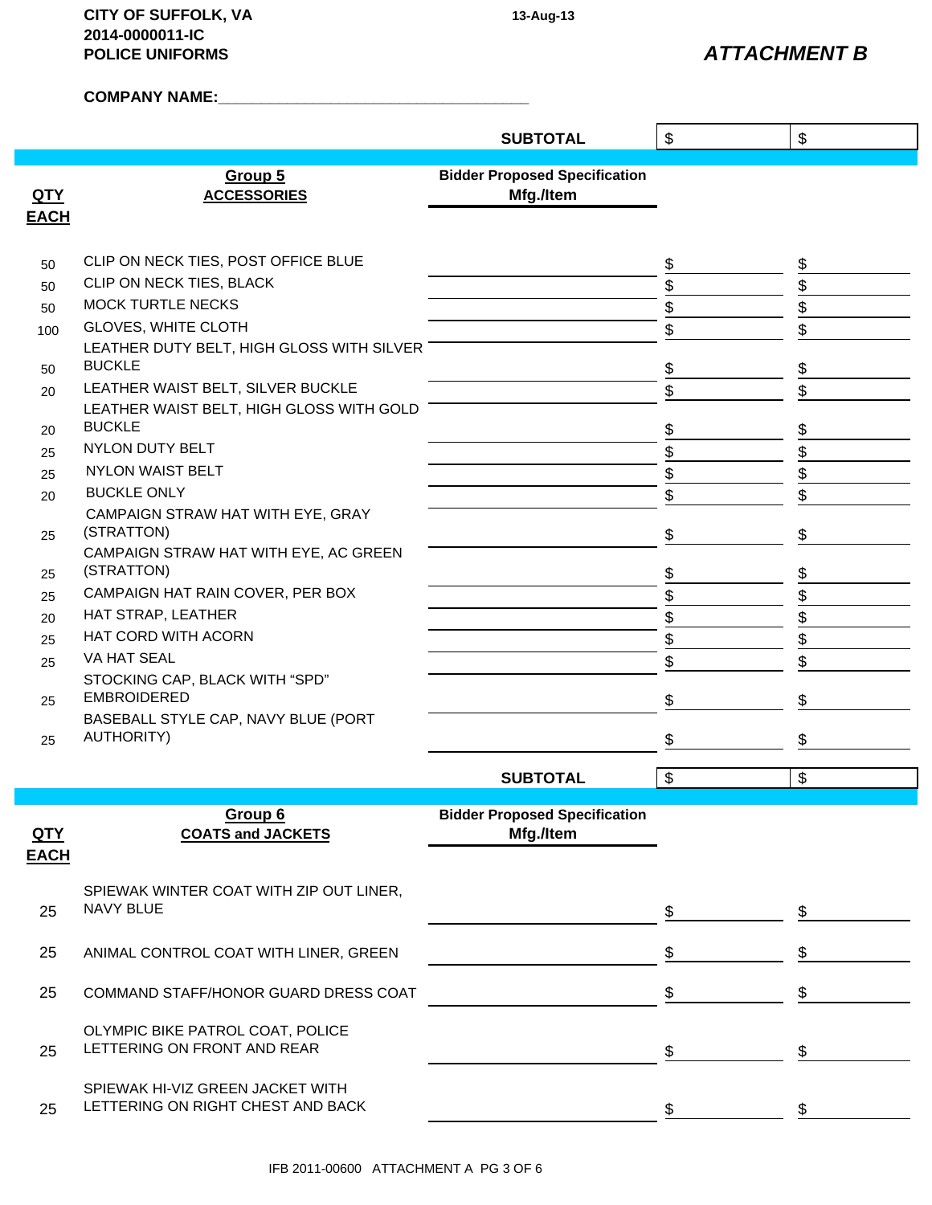**CITY OF SUFFOLK, VA** 13-Aug-13
**2014-0000011-IC**
**POLICE UNIFORMS**

***ATTACHMENT B***

**COMPANY NAME:**\_\_\_\_\_\_\_\_\_\_\_\_\_\_\_\_\_\_\_\_\_\_\_\_\_\_\_\_\_\_\_\_\_\_

| | | **SUBTOTAL** | $ | $ |
|---|---|---|---|---|

| QTY EACH | Group 5 ACCESSORIES | Bidder Proposed Specification Mfg./Item | | |
|---|---|---|---|---|
| 50 | CLIP ON NECK TIES, POST OFFICE BLUE | | $ | $ |
| 50 | CLIP ON NECK TIES, BLACK | | $ | $ |
| 50 | MOCK TURTLE NECKS | | $ | $ |
| 100 | GLOVES, WHITE CLOTH | | $ | $ |
| 50 | LEATHER DUTY BELT, HIGH GLOSS WITH SILVER BUCKLE | | $ | $ |
| 20 | LEATHER WAIST BELT, SILVER BUCKLE | | $ | $ |
| 20 | LEATHER WAIST BELT, HIGH GLOSS WITH GOLD BUCKLE | | $ | $ |
| 25 | NYLON DUTY BELT | | $ | $ |
| 25 | NYLON WAIST BELT | | $ | $ |
| 20 | BUCKLE ONLY | | $ | $ |
| 25 | CAMPAIGN STRAW HAT WITH EYE, GRAY (STRATTON) | | $ | $ |
| 25 | CAMPAIGN STRAW HAT WITH EYE, AC GREEN (STRATTON) | | $ | $ |
| 25 | CAMPAIGN HAT RAIN COVER, PER BOX | | $ | $ |
| 20 | HAT STRAP, LEATHER | | $ | $ |
| 25 | HAT CORD WITH ACORN | | $ | $ |
| 25 | VA HAT SEAL | | $ | $ |
| 25 | STOCKING CAP, BLACK WITH "SPD" EMBROIDERED | | $ | $ |
| 25 | BASEBALL STYLE CAP, NAVY BLUE (PORT AUTHORITY) | | $ | $ |
| | | **SUBTOTAL** | $ | $ |

| QTY EACH | Group 6 COATS and JACKETS | Bidder Proposed Specification Mfg./Item | | |
|---|---|---|---|---|
| 25 | SPIEWAK WINTER COAT WITH ZIP OUT LINER, NAVY BLUE | | $ | $ |
| 25 | ANIMAL CONTROL COAT WITH LINER, GREEN | | $ | $ |
| 25 | COMMAND STAFF/HONOR GUARD DRESS COAT | | $ | $ |
| 25 | OLYMPIC BIKE PATROL COAT, POLICE LETTERING ON FRONT AND REAR | | $ | $ |
| 25 | SPIEWAK HI-VIZ GREEN JACKET WITH LETTERING ON RIGHT CHEST AND BACK | | $ | $ |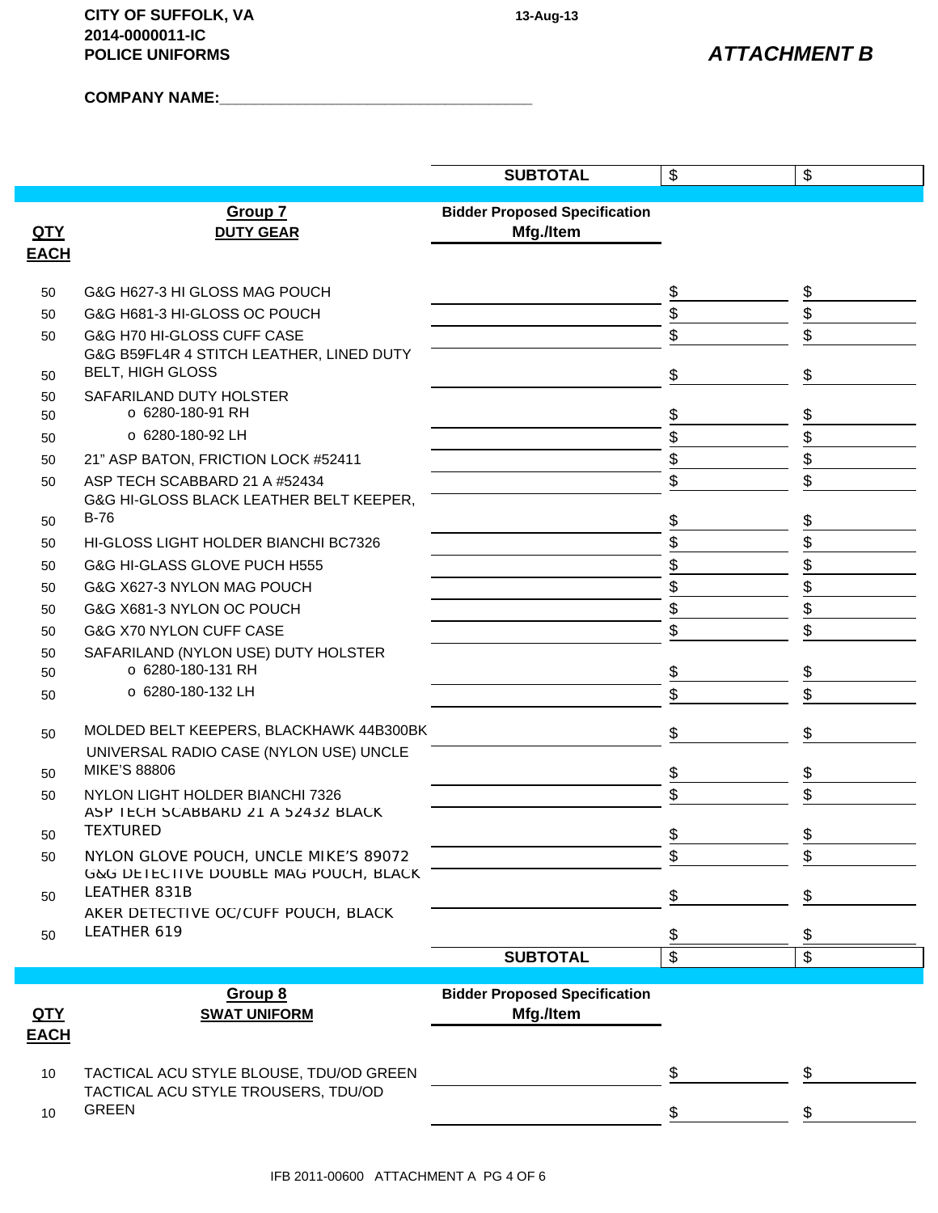**CITY OF SUFFOLK, VA** 13-Aug-13
**2014-0000011-IC**
**POLICE UNIFORMS**

***ATTACHMENT B***

**COMPANY NAME:___________________________________**

| | | **SUBTOTAL** | $ | $ |
|---|---|---|---|---|

| **QTY EACH** | **Group 7** **DUTY GEAR** | **Bidder Proposed Specification Mfg./Item** | | |
|---|---|---|---|---|
| 50 | G&G H627-3 HI GLOSS MAG POUCH | | $ | $ |
| 50 | G&G H681-3 HI-GLOSS OC POUCH | | $ | $ |
| 50 | G&G H70 HI-GLOSS CUFF CASE | | $ | $ |
| 50 | G&G B59FL4R 4 STITCH LEATHER, LINED DUTY BELT, HIGH GLOSS | | $ | $ |
| 50 | SAFARILAND DUTY HOLSTER | | | |
| 50 | o 6280-180-91 RH | | $ | $ |
| 50 | o 6280-180-92 LH | | $ | $ |
| 50 | 21" ASP BATON, FRICTION LOCK #52411 | | $ | $ |
| 50 | ASP TECH SCABBARD 21 A #52434 | | $ | $ |
| 50 | G&G HI-GLOSS BLACK LEATHER BELT KEEPER, B-76 | | $ | $ |
| 50 | HI-GLOSS LIGHT HOLDER BIANCHI BC7326 | | $ | $ |
| 50 | G&G HI-GLASS GLOVE PUCH H555 | | $ | $ |
| 50 | G&G X627-3 NYLON MAG POUCH | | $ | $ |
| 50 | G&G X681-3 NYLON OC POUCH | | $ | $ |
| 50 | G&G X70 NYLON CUFF CASE | | $ | $ |
| 50 | SAFARILAND (NYLON USE) DUTY HOLSTER | | | |
| 50 | o 6280-180-131 RH | | $ | $ |
| 50 | o 6280-180-132 LH | | $ | $ |
| 50 | MOLDED BELT KEEPERS, BLACKHAWK 44B300BK | | $ | $ |
| 50 | UNIVERSAL RADIO CASE (NYLON USE) UNCLE MIKE'S 88806 | | $ | $ |
| 50 | NYLON LIGHT HOLDER BIANCHI 7326 | | $ | $ |
| 50 | ASP TECH SCABBARD 21 A 52432 BLACK TEXTURED | | $ | $ |
| 50 | NYLON GLOVE POUCH, UNCLE MIKE'S 89072 | | $ | $ |
| 50 | G&G DETECTIVE DOUBLE MAG POUCH, BLACK LEATHER 831B | | $ | $ |
| 50 | AKER DETECTIVE OC/CUFF POUCH, BLACK LEATHER 619 | | $ | $ |
| | | **SUBTOTAL** | $ | $ |

| **QTY EACH** | **Group 8** **SWAT UNIFORM** | **Bidder Proposed Specification Mfg./Item** | | |
|---|---|---|---|---|
| 10 | TACTICAL ACU STYLE BLOUSE, TDU/OD GREEN | | $ | $ |
| 10 | TACTICAL ACU STYLE TROUSERS, TDU/OD GREEN | | $ | $ |

IFB 2011-00600 ATTACHMENT A PG 4 OF 6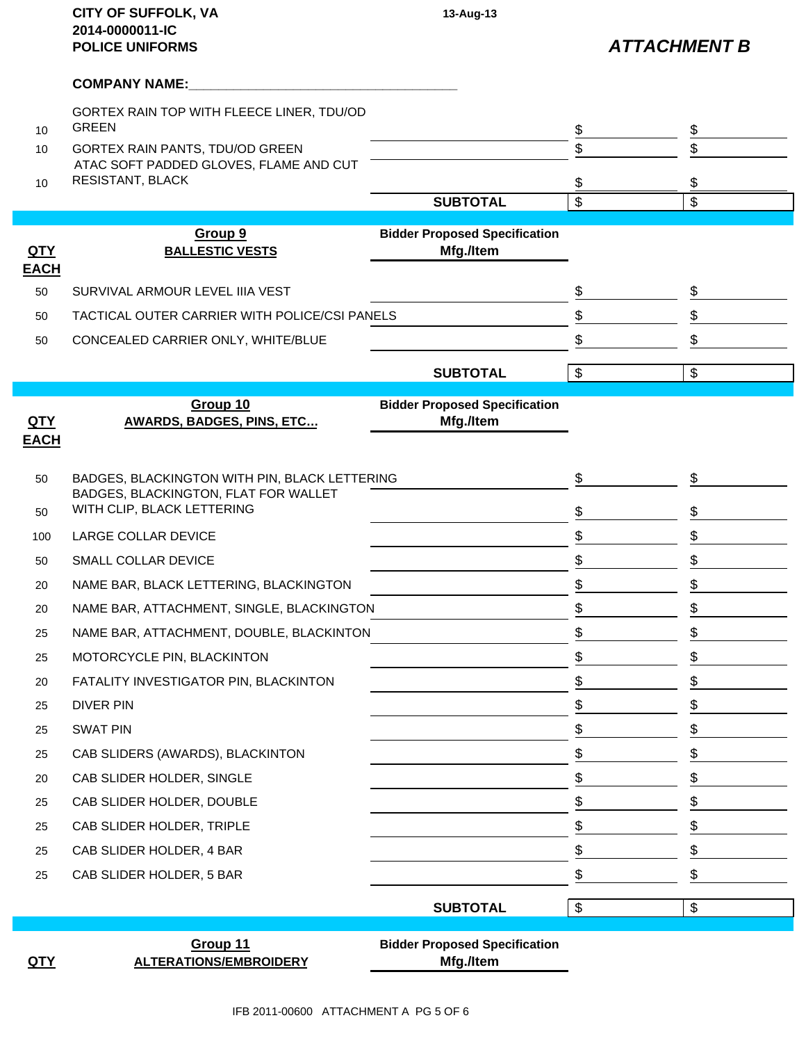**CITY OF SUFFOLK, VA** 13-Aug-13
**2014-0000011-IC**
**POLICE UNIFORMS**

***ATTACHMENT B***

**COMPANY NAME:**___________________________________

| | | | | |
|---|---|---|---|---|
| 10 | GORTEX RAIN TOP WITH FLEECE LINER, TDU/OD GREEN | | $ | $ |
| 10 | GORTEX RAIN PANTS, TDU/OD GREEN | | $ | $ |
| 10 | ATAC SOFT PADDED GLOVES, FLAME AND CUT RESISTANT, BLACK | | $ | $ |
| | | **SUBTOTAL** | $ | $ |

| **QTY EACH** | **Group 9** **BALLESTIC VESTS** | **Bidder Proposed Specification Mfg./Item** | | |
|---|---|---|---|---|
| 50 | SURVIVAL ARMOUR LEVEL IIIA VEST | | $ | $ |
| 50 | TACTICAL OUTER CARRIER WITH POLICE/CSI PANELS | | $ | $ |
| 50 | CONCEALED CARRIER ONLY, WHITE/BLUE | | $ | $ |
| | | **SUBTOTAL** | $ | $ |

| **QTY EACH** | **Group 10** **AWARDS, BADGES, PINS, ETC…** | **Bidder Proposed Specification Mfg./Item** | | |
|---|---|---|---|---|
| 50 | BADGES, BLACKINGTON WITH PIN, BLACK LETTERING | | $ | $ |
| 50 | BADGES, BLACKINGTON, FLAT FOR WALLET WITH CLIP, BLACK LETTERING | | $ | $ |
| 100 | LARGE COLLAR DEVICE | | $ | $ |
| 50 | SMALL COLLAR DEVICE | | $ | $ |
| 20 | NAME BAR, BLACK LETTERING, BLACKINGTON | | $ | $ |
| 20 | NAME BAR, ATTACHMENT, SINGLE, BLACKINGTON | | $ | $ |
| 25 | NAME BAR, ATTACHMENT, DOUBLE, BLACKINTON | | $ | $ |
| 25 | MOTORCYCLE PIN, BLACKINTON | | $ | $ |
| 20 | FATALITY INVESTIGATOR PIN, BLACKINTON | | $ | $ |
| 25 | DIVER PIN | | $ | $ |
| 25 | SWAT PIN | | $ | $ |
| 25 | CAB SLIDERS (AWARDS), BLACKINTON | | $ | $ |
| 20 | CAB SLIDER HOLDER, SINGLE | | $ | $ |
| 25 | CAB SLIDER HOLDER, DOUBLE | | $ | $ |
| 25 | CAB SLIDER HOLDER, TRIPLE | | $ | $ |
| 25 | CAB SLIDER HOLDER, 4 BAR | | $ | $ |
| 25 | CAB SLIDER HOLDER, 5 BAR | | $ | $ |
| | | **SUBTOTAL** | $ | $ |

| **QTY** | **Group 11** **ALTERATIONS/EMBROIDERY** | **Bidder Proposed Specification Mfg./Item** | | |
|---|---|---|---|---|

IFB 2011-00600 ATTACHMENT A PG 5 OF 6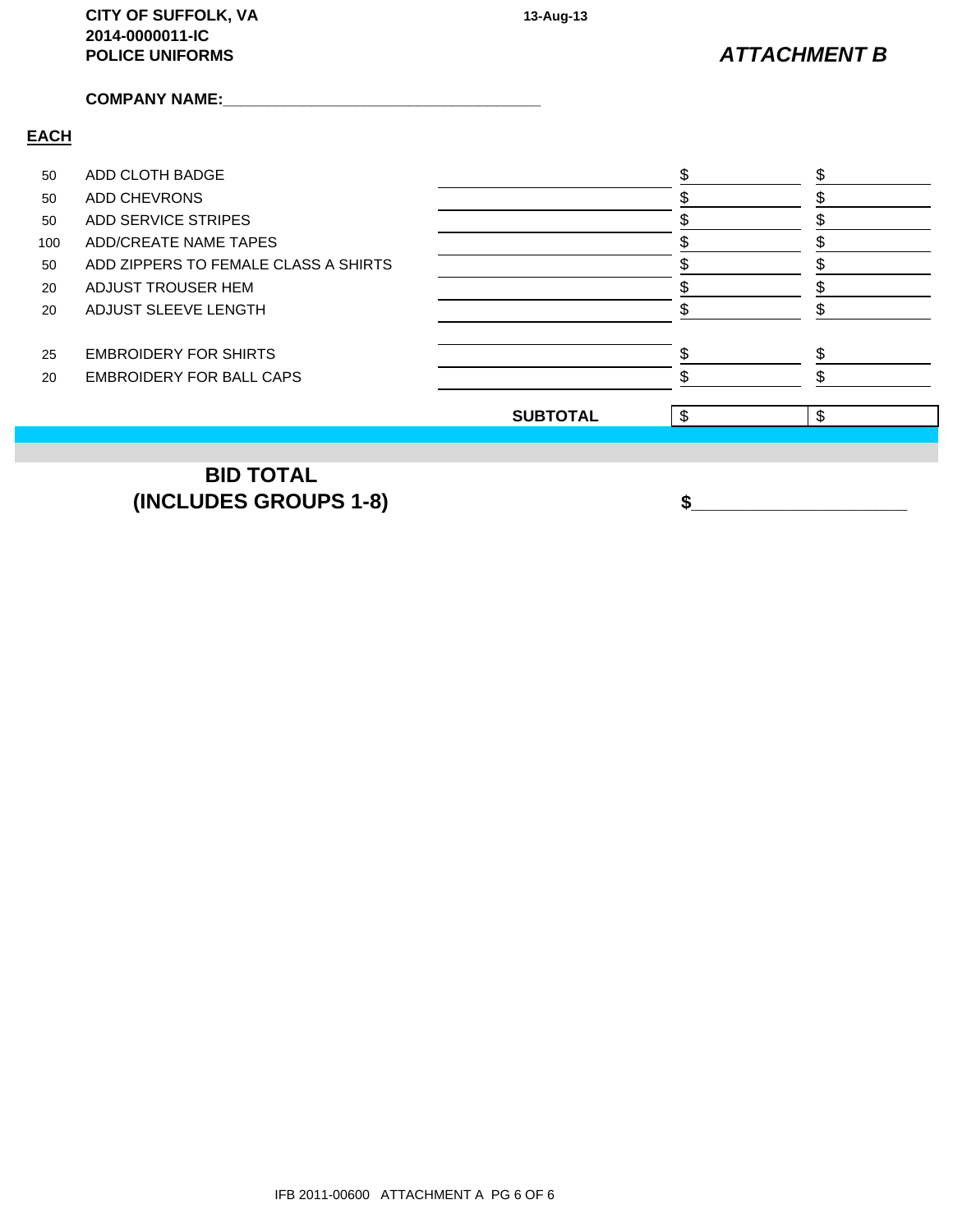**CITY OF SUFFOLK, VA**
**2014-0000011-IC**
**POLICE UNIFORMS**

13-Aug-13

***ATTACHMENT B***

**COMPANY NAME:**___________________________________

| EACH | | | | |
|---|---|---|---|---|
| 50 | ADD CLOTH BADGE | | $ | $ |
| 50 | ADD CHEVRONS | | $ | $ |
| 50 | ADD SERVICE STRIPES | | $ | $ |
| 100 | ADD/CREATE NAME TAPES | | $ | $ |
| 50 | ADD ZIPPERS TO FEMALE CLASS A SHIRTS | | $ | $ |
| 20 | ADJUST TROUSER HEM | | $ | $ |
| 20 | ADJUST SLEEVE LENGTH | | $ | $ |
| | | | | |
| 25 | EMBROIDERY FOR SHIRTS | | $ | $ |
| 20 | EMBROIDERY FOR BALL CAPS | | $ | $ |
| | | **SUBTOTAL** | $ | $ |

**BID TOTAL**
**(INCLUDES GROUPS 1-8)** **$**_____________________

IFB 2011-00600 ATTACHMENT A PG 6 OF 6